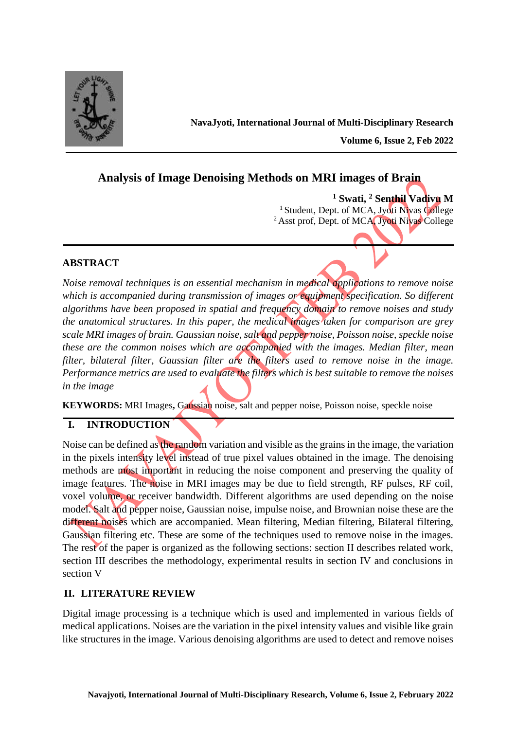# Analysis of Image Denoising Methods on MRI images of Brain

**[1] Swati, [2] Senthil Vadivu M**

[1] Student, Dept. of MCA, Jyoti Nivas College
[2] Asst prof, Dept. of MCA, Jyoti Nivas College

## ABSTRACT

*Noise removal techniques is an essential mechanism in medical applications to remove noise which is accompanied during transmission of images or equipment specification. So different algorithms have been proposed in spatial and frequency domain to remove noises and study the anatomical structures. In this paper, the medical images taken for comparison are grey scale MRI images of brain. Gaussian noise, salt and pepper noise, Poisson noise, speckle noise these are the common noises which are accompanied with the images. Median filter, mean filter, bilateral filter, Gaussian filter are the filters used to remove noise in the image. Performance metrics are used to evaluate the filters which is best suitable to remove the noises in the image*

**KEYWORDS:** MRI Images**,** Gaussian noise, salt and pepper noise, Poisson noise, speckle noise

## I. INTRODUCTION

Noise can be defined as the random variation and visible as the grains in the image, the variation in the pixels intensity level instead of true pixel values obtained in the image. The denoising methods are most important in reducing the noise component and preserving the quality of image features. The noise in MRI images may be due to field strength, RF pulses, RF coil, voxel volume, or receiver bandwidth. Different algorithms are used depending on the noise model. Salt and pepper noise, Gaussian noise, impulse noise, and Brownian noise these are the different noises which are accompanied. Mean filtering, Median filtering, Bilateral filtering, Gaussian filtering etc. These are some of the techniques used to remove noise in the images. The rest of the paper is organized as the following sections: section II describes related work, section III describes the methodology, experimental results in section IV and conclusions in section V

## II. LITERATURE REVIEW

Digital image processing is a technique which is used and implemented in various fields of medical applications. Noises are the variation in the pixel intensity values and visible like grain like structures in the image. Various denoising algorithms are used to detect and remove noises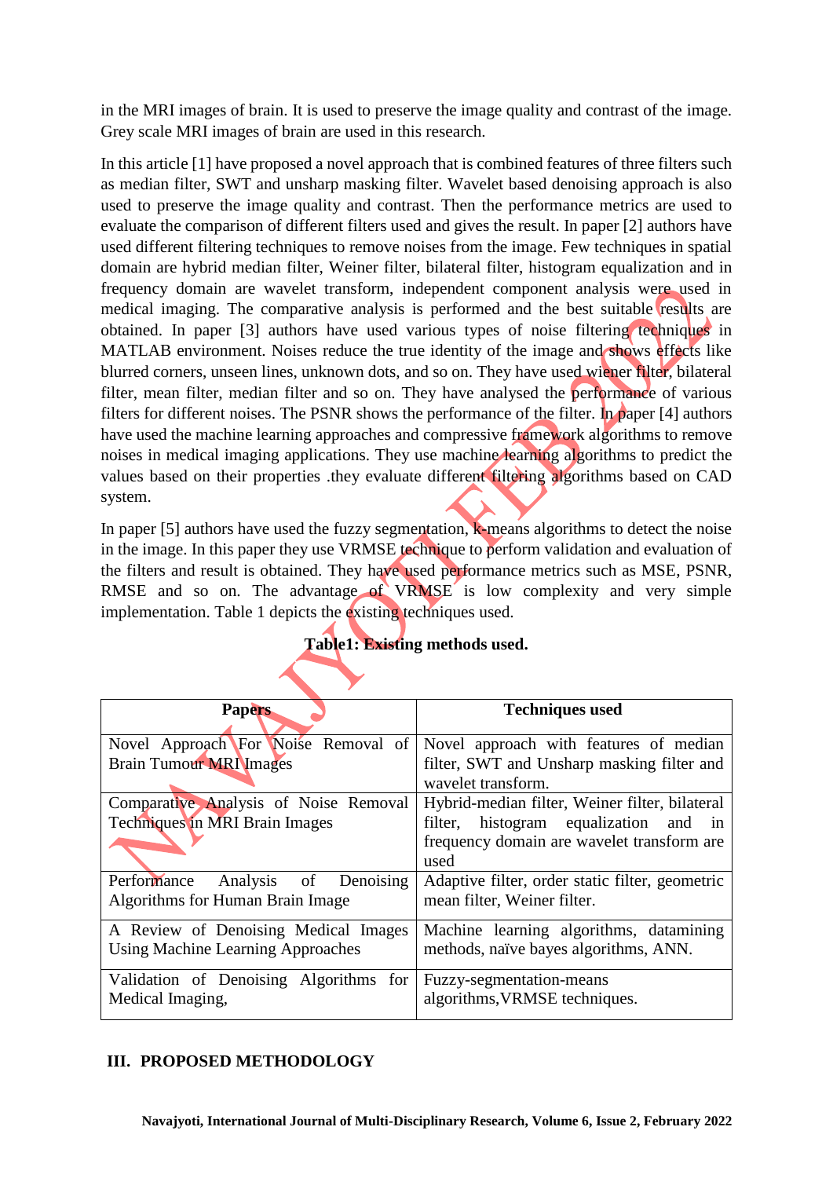in the MRI images of brain. It is used to preserve the image quality and contrast of the image. Grey scale MRI images of brain are used in this research.

In this article [1] have proposed a novel approach that is combined features of three filters such as median filter, SWT and unsharp masking filter. Wavelet based denoising approach is also used to preserve the image quality and contrast. Then the performance metrics are used to evaluate the comparison of different filters used and gives the result. In paper [2] authors have used different filtering techniques to remove noises from the image. Few techniques in spatial domain are hybrid median filter, Weiner filter, bilateral filter, histogram equalization and in frequency domain are wavelet transform, independent component analysis were used in medical imaging. The comparative analysis is performed and the best suitable results are obtained. In paper [3] authors have used various types of noise filtering techniques in MATLAB environment. Noises reduce the true identity of the image and shows effects like blurred corners, unseen lines, unknown dots, and so on. They have used wiener filter, bilateral filter, mean filter, median filter and so on. They have analysed the performance of various filters for different noises. The PSNR shows the performance of the filter. In paper [4] authors have used the machine learning approaches and compressive framework algorithms to remove noises in medical imaging applications. They use machine learning algorithms to predict the values based on their properties .they evaluate different filtering algorithms based on CAD system.

In paper [5] authors have used the fuzzy segmentation, k-means algorithms to detect the noise in the image. In this paper they use VRMSE technique to perform validation and evaluation of the filters and result is obtained. They have used performance metrics such as MSE, PSNR, RMSE and so on. The advantage of VRMSE is low complexity and very simple implementation. Table 1 depicts the existing techniques used.

**Table1: Existing methods used.**

| Papers | Techniques used |
|---|---|
| Novel Approach For Noise Removal of Brain Tumour MRI Images | Novel approach with features of median filter, SWT and Unsharp masking filter and wavelet transform. |
| Comparative Analysis of Noise Removal Techniques in MRI Brain Images | Hybrid-median filter, Weiner filter, bilateral filter, histogram equalization and in frequency domain are wavelet transform are used |
| Performance Analysis of Denoising Algorithms for Human Brain Image | Adaptive filter, order static filter, geometric mean filter, Weiner filter. |
| A Review of Denoising Medical Images Using Machine Learning Approaches | Machine learning algorithms, datamining methods, naïve bayes algorithms, ANN. |
| Validation of Denoising Algorithms for Medical Imaging, | Fuzzy-segmentation-means algorithms,VRMSE techniques. |

## III. PROPOSED METHODOLOGY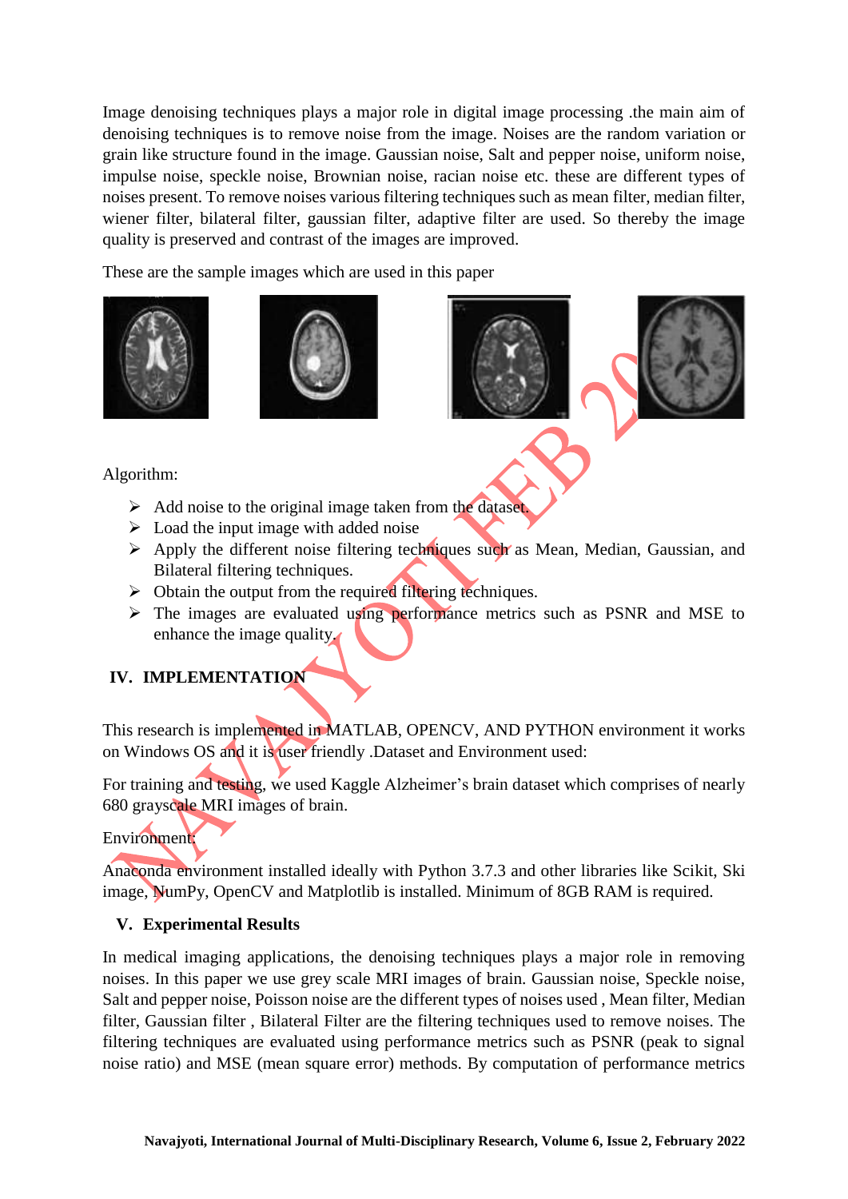Image denoising techniques plays a major role in digital image processing .the main aim of denoising techniques is to remove noise from the image. Noises are the random variation or grain like structure found in the image. Gaussian noise, Salt and pepper noise, uniform noise, impulse noise, speckle noise, Brownian noise, racian noise etc. these are different types of noises present. To remove noises various filtering techniques such as mean filter, median filter, wiener filter, bilateral filter, gaussian filter, adaptive filter are used. So thereby the image quality is preserved and contrast of the images are improved.

These are the sample images which are used in this paper

Algorithm:

- Add noise to the original image taken from the dataset.
- Load the input image with added noise
- Apply the different noise filtering techniques such as Mean, Median, Gaussian, and Bilateral filtering techniques.
- Obtain the output from the required filtering techniques.
- The images are evaluated using performance metrics such as PSNR and MSE to enhance the image quality.

## IV. IMPLEMENTATION

This research is implemented in MATLAB, OPENCV, AND PYTHON environment it works on Windows OS and it is user friendly .Dataset and Environment used:

For training and testing, we used Kaggle Alzheimer's brain dataset which comprises of nearly 680 grayscale MRI images of brain.

Environment:

Anaconda environment installed ideally with Python 3.7.3 and other libraries like Scikit, Ski image, NumPy, OpenCV and Matplotlib is installed. Minimum of 8GB RAM is required.

## V. Experimental Results

In medical imaging applications, the denoising techniques plays a major role in removing noises. In this paper we use grey scale MRI images of brain. Gaussian noise, Speckle noise, Salt and pepper noise, Poisson noise are the different types of noises used , Mean filter, Median filter, Gaussian filter , Bilateral Filter are the filtering techniques used to remove noises. The filtering techniques are evaluated using performance metrics such as PSNR (peak to signal noise ratio) and MSE (mean square error) methods. By computation of performance metrics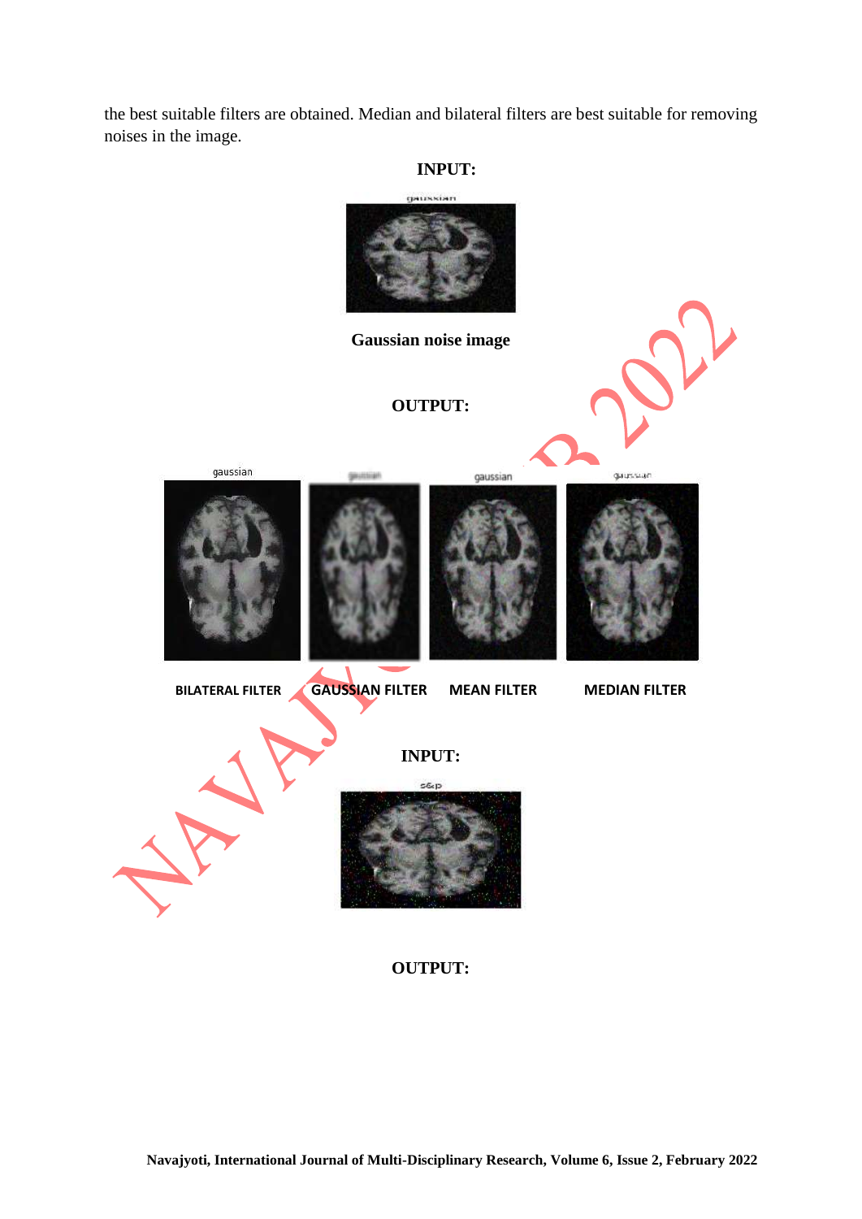the best suitable filters are obtained. Median and bilateral filters are best suitable for removing noises in the image.

**INPUT:**

**Gaussian noise image**

**OUTPUT:**

**BILATERAL FILTER** **GAUSSIAN FILTER** **MEAN FILTER** **MEDIAN FILTER**

**INPUT:**

**OUTPUT:**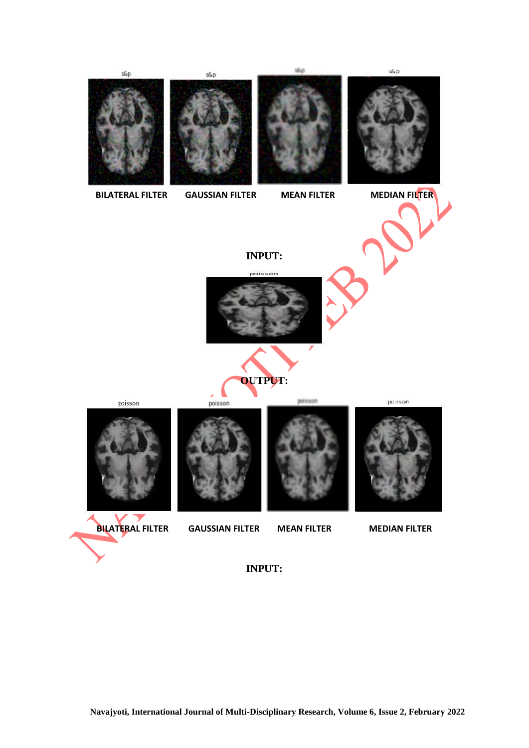BILATERAL FILTER GAUSSIAN FILTER MEAN FILTER MEDIAN FILTER

**INPUT:**

**OUTPUT:**

BILATERAL FILTER GAUSSIAN FILTER MEAN FILTER MEDIAN FILTER

**INPUT:**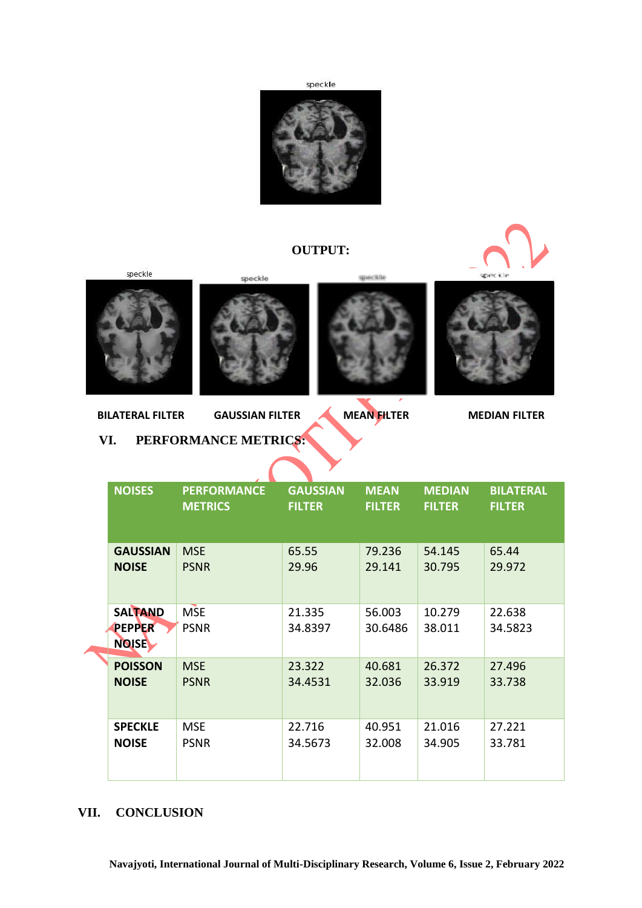speckle

**OUTPUT:**

speckle speckle speckle speckle

**BILATERAL FILTER** **GAUSSIAN FILTER** **MEAN FILTER** **MEDIAN FILTER**

## VI. PERFORMANCE METRICS:

| NOISES | PERFORMANCE METRICS | GAUSSIAN FILTER | MEAN FILTER | MEDIAN FILTER | BILATERAL FILTER |
|---|---|---|---|---|---|
| **GAUSSIAN NOISE** | MSE<br>PSNR | 65.55<br>29.96 | 79.236<br>29.141 | 54.145<br>30.795 | 65.44<br>29.972 |
| **SALTAND PEPPER NOISE** | MSE<br>PSNR | 21.335<br>34.8397 | 56.003<br>30.6486 | 10.279<br>38.011 | 22.638<br>34.5823 |
| **POISSON NOISE** | MSE<br>PSNR | 23.322<br>34.4531 | 40.681<br>32.036 | 26.372<br>33.919 | 27.496<br>33.738 |
| **SPECKLE NOISE** | MSE<br>PSNR | 22.716<br>34.5673 | 40.951<br>32.008 | 21.016<br>34.905 | 27.221<br>33.781 |

## VII. CONCLUSION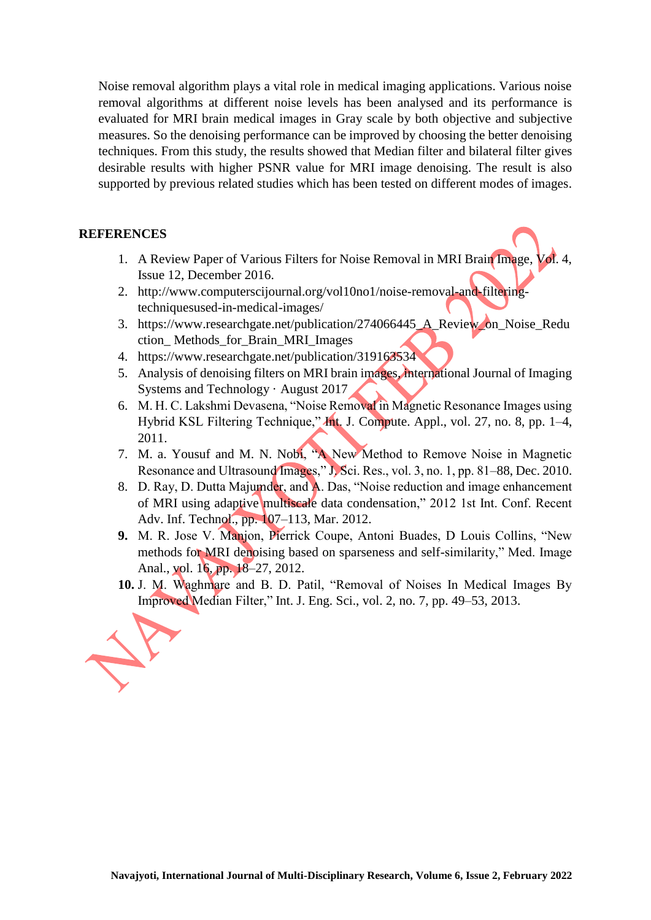Noise removal algorithm plays a vital role in medical imaging applications. Various noise removal algorithms at different noise levels has been analysed and its performance is evaluated for MRI brain medical images in Gray scale by both objective and subjective measures. So the denoising performance can be improved by choosing the better denoising techniques. From this study, the results showed that Median filter and bilateral filter gives desirable results with higher PSNR value for MRI image denoising. The result is also supported by previous related studies which has been tested on different modes of images.

## REFERENCES

1. A Review Paper of Various Filters for Noise Removal in MRI Brain Image, Vol. 4, Issue 12, December 2016.
2. http://www.computerscijournal.org/vol10no1/noise-removal-and-filtering-techniquesused-in-medical-images/
3. https://www.researchgate.net/publication/274066445_A_Review_on_Noise_Reduction_ Methods_for_Brain_MRI_Images
4. https://www.researchgate.net/publication/319163534
5. Analysis of denoising filters on MRI brain images, International Journal of Imaging Systems and Technology · August 2017
6. M. H. C. Lakshmi Devasena, "Noise Removal in Magnetic Resonance Images using Hybrid KSL Filtering Technique," Int. J. Compute. Appl., vol. 27, no. 8, pp. 1–4, 2011.
7. M. a. Yousuf and M. N. Nobi, "A New Method to Remove Noise in Magnetic Resonance and Ultrasound Images," J. Sci. Res., vol. 3, no. 1, pp. 81–88, Dec. 2010.
8. D. Ray, D. Dutta Majumder, and A. Das, "Noise reduction and image enhancement of MRI using adaptive multiscale data condensation," 2012 1st Int. Conf. Recent Adv. Inf. Technol., pp. 107–113, Mar. 2012.
9. M. R. Jose V. Manjon, Pierrick Coupe, Antoni Buades, D Louis Collins, "New methods for MRI denoising based on sparseness and self-similarity," Med. Image Anal., vol. 16, pp. 18–27, 2012.
10. J. M. Waghmare and B. D. Patil, "Removal of Noises In Medical Images By Improved Median Filter," Int. J. Eng. Sci., vol. 2, no. 7, pp. 49–53, 2013.